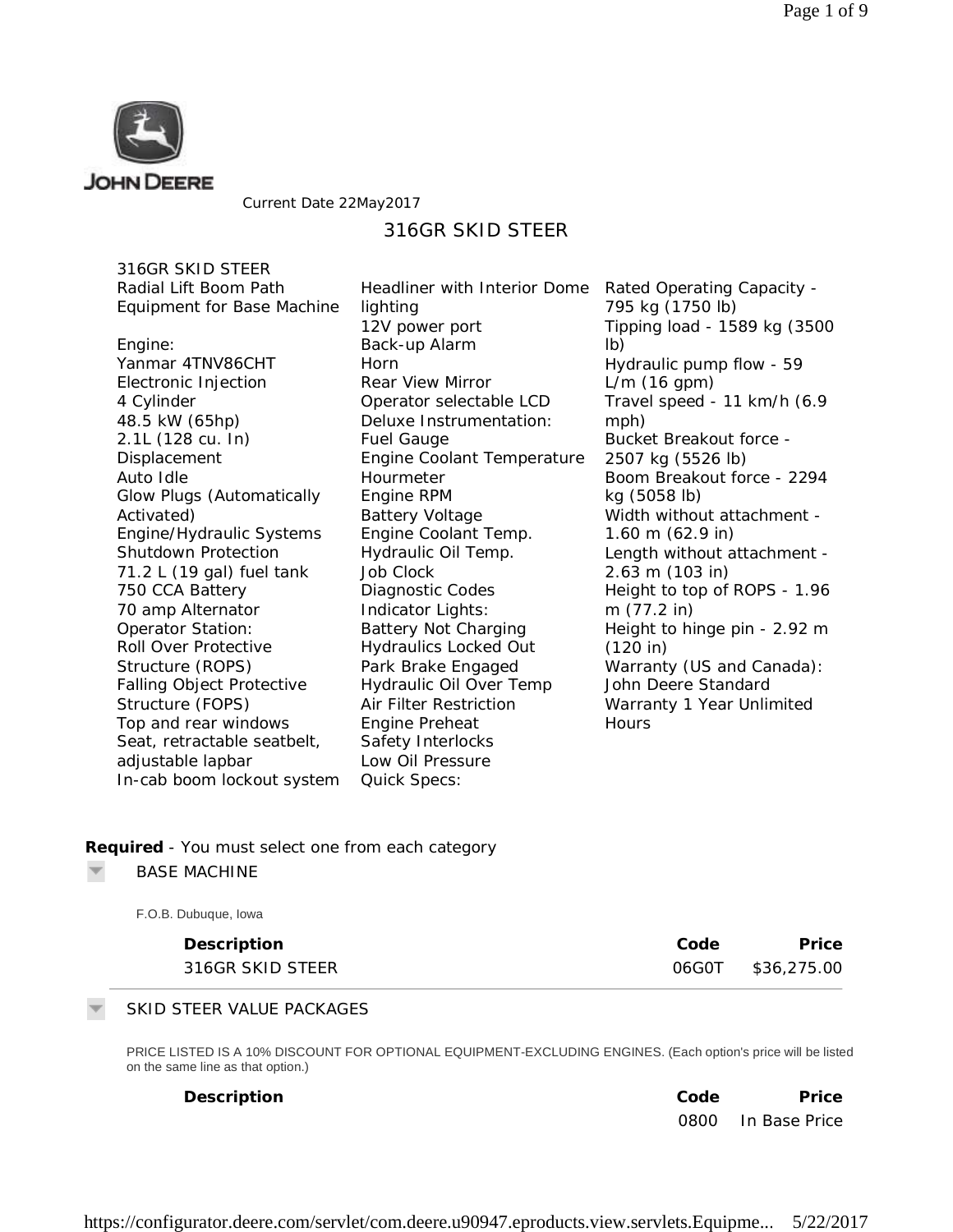JOHN DEERE

Current Date 22May2017

# 316GR SKID STEER

316GR SKID STEER
Radial Lift Boom Path
Equipment for Base Machine

Engine:
Yanmar 4TNV86CHT
Electronic Injection
4 Cylinder
48.5 kW (65hp)
2.1L (128 cu. In) Displacement
Auto Idle
Glow Plugs (Automatically Activated)
Engine/Hydraulic Systems Shutdown Protection
71.2 L (19 gal) fuel tank
750 CCA Battery
70 amp Alternator
Operator Station:
Roll Over Protective Structure (ROPS)
Falling Object Protective Structure (FOPS)
Top and rear windows
Seat, retractable seatbelt, adjustable lapbar
In-cab boom lockout system
Headliner with Interior Dome lighting
12V power port
Back-up Alarm
Horn
Rear View Mirror
Operator selectable LCD
Deluxe Instrumentation:
Fuel Gauge
Engine Coolant Temperature
Hourmeter
Engine RPM
Battery Voltage
Engine Coolant Temp.
Hydraulic Oil Temp.
Job Clock
Diagnostic Codes
Indicator Lights:
Battery Not Charging
Hydraulics Locked Out
Park Brake Engaged
Hydraulic Oil Over Temp
Air Filter Restriction
Engine Preheat
Safety Interlocks
Low Oil Pressure
Quick Specs:
Rated Operating Capacity - 795 kg (1750 lb)
Tipping load - 1589 kg (3500 lb)
Hydraulic pump flow - 59 L/m (16 gpm)
Travel speed - 11 km/h (6.9 mph)
Bucket Breakout force - 2507 kg (5526 lb)
Boom Breakout force - 2294 kg (5058 lb)
Width without attachment - 1.60 m (62.9 in)
Length without attachment - 2.63 m (103 in)
Height to top of ROPS - 1.96 m (77.2 in)
Height to hinge pin - 2.92 m (120 in)
Warranty (US and Canada): John Deere Standard Warranty 1 Year Unlimited Hours

**Required** - You must select one from each category

## BASE MACHINE

F.O.B. Dubuque, Iowa

| Description | Code | Price |
|---|---|---|
| 316GR SKID STEER | 06G0T | $36,275.00 |

## SKID STEER VALUE PACKAGES

PRICE LISTED IS A 10% DISCOUNT FOR OPTIONAL EQUIPMENT-EXCLUDING ENGINES. (Each option's price will be listed on the same line as that option.)

| Description | Code | Price |
|---|---|---|
| | 0800 | In Base Price |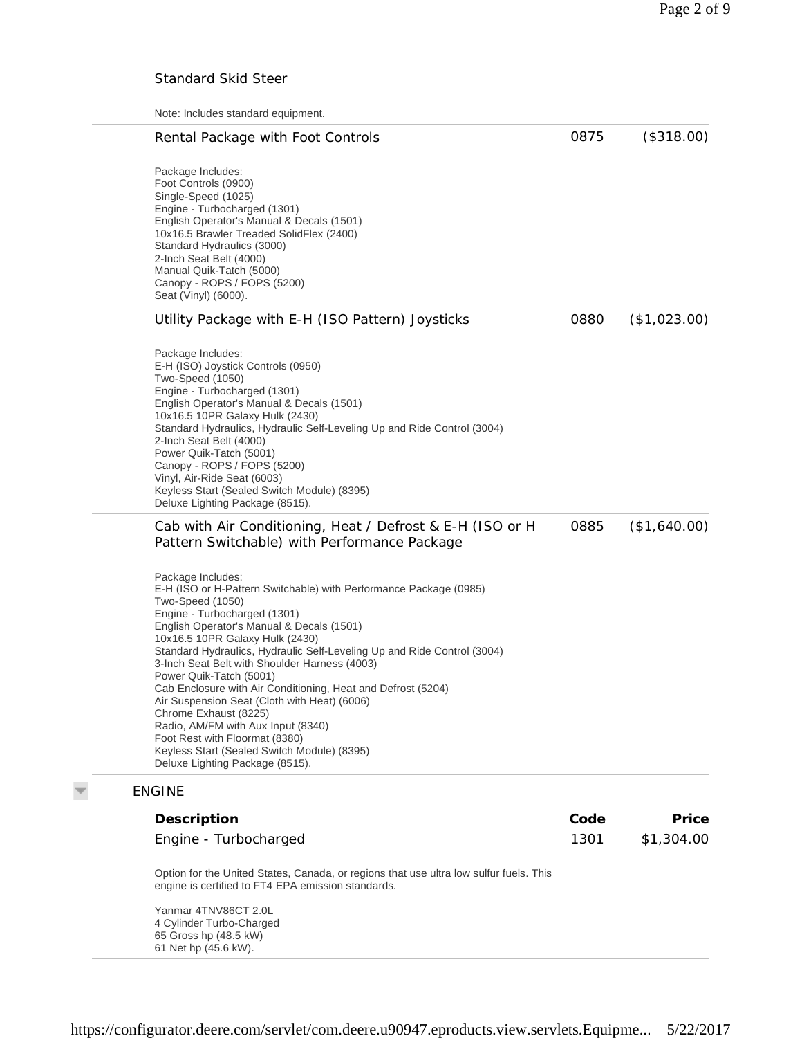Standard Skid Steer

Note: Includes standard equipment.

| | | |
|---|---|---|
| Rental Package with Foot Controls | 0875 | ($318.00) |

Package Includes:
Foot Controls (0900)
Single-Speed (1025)
Engine - Turbocharged (1301)
English Operator's Manual & Decals (1501)
10x16.5 Brawler Treaded SolidFlex (2400)
Standard Hydraulics (3000)
2-Inch Seat Belt (4000)
Manual Quik-Tatch (5000)
Canopy - ROPS / FOPS (5200)
Seat (Vinyl) (6000).

| | | |
|---|---|---|
| Utility Package with E-H (ISO Pattern) Joysticks | 0880 | ($1,023.00) |

Package Includes:
E-H (ISO) Joystick Controls (0950)
Two-Speed (1050)
Engine - Turbocharged (1301)
English Operator's Manual & Decals (1501)
10x16.5 10PR Galaxy Hulk (2430)
Standard Hydraulics, Hydraulic Self-Leveling Up and Ride Control (3004)
2-Inch Seat Belt (4000)
Power Quik-Tatch (5001)
Canopy - ROPS / FOPS (5200)
Vinyl, Air-Ride Seat (6003)
Keyless Start (Sealed Switch Module) (8395)
Deluxe Lighting Package (8515).

| | | |
|---|---|---|
| Cab with Air Conditioning, Heat / Defrost & E-H (ISO or H Pattern Switchable) with Performance Package | 0885 | ($1,640.00) |

Package Includes:
E-H (ISO or H-Pattern Switchable) with Performance Package (0985)
Two-Speed (1050)
Engine - Turbocharged (1301)
English Operator's Manual & Decals (1501)
10x16.5 10PR Galaxy Hulk (2430)
Standard Hydraulics, Hydraulic Self-Leveling Up and Ride Control (3004)
3-Inch Seat Belt with Shoulder Harness (4003)
Power Quik-Tatch (5001)
Cab Enclosure with Air Conditioning, Heat and Defrost (5204)
Air Suspension Seat (Cloth with Heat) (6006)
Chrome Exhaust (8225)
Radio, AM/FM with Aux Input (8340)
Foot Rest with Floormat (8380)
Keyless Start (Sealed Switch Module) (8395)
Deluxe Lighting Package (8515).

## ENGINE

| Description | Code | Price |
|---|---|---|
| Engine - Turbocharged | 1301 | $1,304.00 |

Option for the United States, Canada, or regions that use ultra low sulfur fuels. This engine is certified to FT4 EPA emission standards.

Yanmar 4TNV86CT 2.0L
4 Cylinder Turbo-Charged
65 Gross hp (48.5 kW)
61 Net hp (45.6 kW).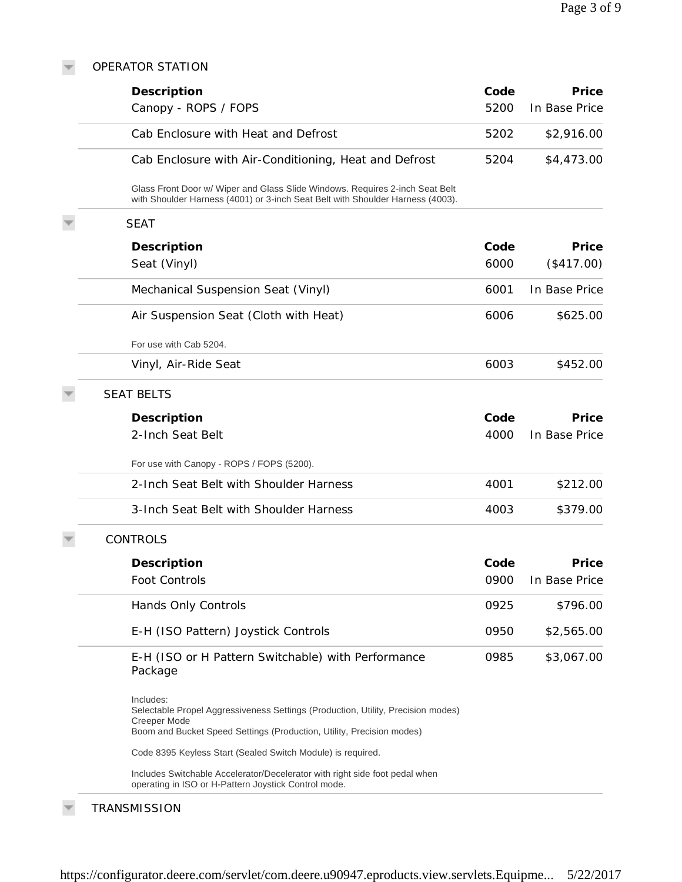## OPERATOR STATION

| Description | Code | Price |
|---|---|---|
| Canopy - ROPS / FOPS | 5200 | In Base Price |
| Cab Enclosure with Heat and Defrost | 5202 | $2,916.00 |
| Cab Enclosure with Air-Conditioning, Heat and Defrost<br><br>Glass Front Door w/ Wiper and Glass Slide Windows. Requires 2-inch Seat Belt with Shoulder Harness (4001) or 3-inch Seat Belt with Shoulder Harness (4003). | 5204 | $4,473.00 |

## SEAT

| Description | Code | Price |
|---|---|---|
| Seat (Vinyl) | 6000 | ($417.00) |
| Mechanical Suspension Seat (Vinyl) | 6001 | In Base Price |
| Air Suspension Seat (Cloth with Heat)<br><br>For use with Cab 5204. | 6006 | $625.00 |
| Vinyl, Air-Ride Seat | 6003 | $452.00 |

## SEAT BELTS

| Description | Code | Price |
|---|---|---|
| 2-Inch Seat Belt<br><br>For use with Canopy - ROPS / FOPS (5200). | 4000 | In Base Price |
| 2-Inch Seat Belt with Shoulder Harness | 4001 | $212.00 |
| 3-Inch Seat Belt with Shoulder Harness | 4003 | $379.00 |

## CONTROLS

| Description | Code | Price |
|---|---|---|
| Foot Controls | 0900 | In Base Price |
| Hands Only Controls | 0925 | $796.00 |
| E-H (ISO Pattern) Joystick Controls | 0950 | $2,565.00 |
| E-H (ISO or H Pattern Switchable) with Performance Package<br><br>Includes:<br>Selectable Propel Aggressiveness Settings (Production, Utility, Precision modes)<br>Creeper Mode<br>Boom and Bucket Speed Settings (Production, Utility, Precision modes)<br><br>Code 8395 Keyless Start (Sealed Switch Module) is required.<br><br>Includes Switchable Accelerator/Decelerator with right side foot pedal when operating in ISO or H-Pattern Joystick Control mode. | 0985 | $3,067.00 |

## TRANSMISSION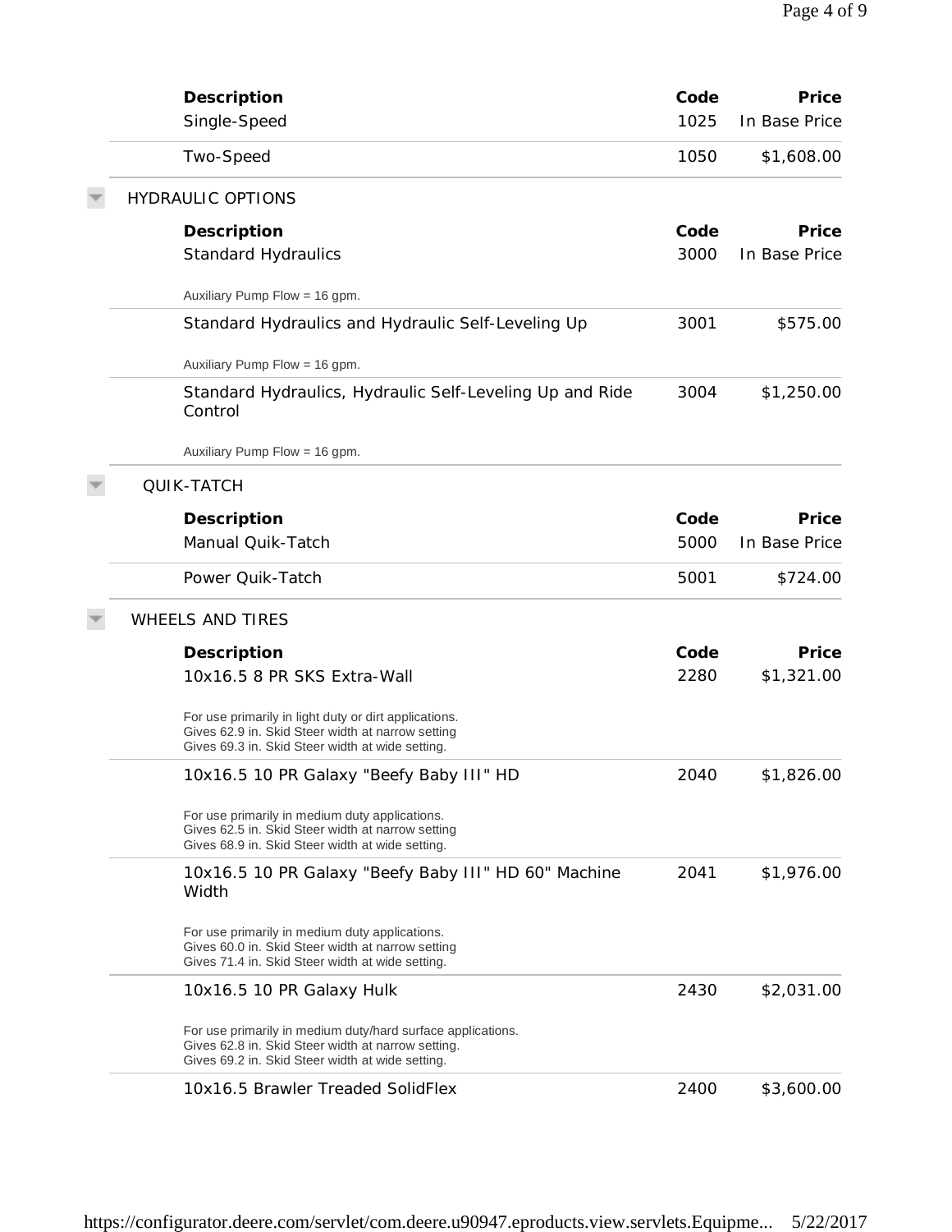| Description | Code | Price |
| --- | --- | --- |
| Single-Speed | 1025 | In Base Price |
| Two-Speed | 1050 | $1,608.00 |

## HYDRAULIC OPTIONS

| Description | Code | Price |
| --- | --- | --- |
| Standard Hydraulics<br>Auxiliary Pump Flow = 16 gpm. | 3000 | In Base Price |
| Standard Hydraulics and Hydraulic Self-Leveling Up<br>Auxiliary Pump Flow = 16 gpm. | 3001 | $575.00 |
| Standard Hydraulics, Hydraulic Self-Leveling Up and Ride Control<br>Auxiliary Pump Flow = 16 gpm. | 3004 | $1,250.00 |

## QUIK-TATCH

| Description | Code | Price |
| --- | --- | --- |
| Manual Quik-Tatch | 5000 | In Base Price |
| Power Quik-Tatch | 5001 | $724.00 |

## WHEELS AND TIRES

| Description | Code | Price |
| --- | --- | --- |
| 10x16.5 8 PR SKS Extra-Wall<br>For use primarily in light duty or dirt applications.<br>Gives 62.9 in. Skid Steer width at narrow setting<br>Gives 69.3 in. Skid Steer width at wide setting. | 2280 | $1,321.00 |
| 10x16.5 10 PR Galaxy "Beefy Baby III" HD<br>For use primarily in medium duty applications.<br>Gives 62.5 in. Skid Steer width at narrow setting<br>Gives 68.9 in. Skid Steer width at wide setting. | 2040 | $1,826.00 |
| 10x16.5 10 PR Galaxy "Beefy Baby III" HD 60" Machine Width<br>For use primarily in medium duty applications.<br>Gives 60.0 in. Skid Steer width at narrow setting<br>Gives 71.4 in. Skid Steer width at wide setting. | 2041 | $1,976.00 |
| 10x16.5 10 PR Galaxy Hulk<br>For use primarily in medium duty/hard surface applications.<br>Gives 62.8 in. Skid Steer width at narrow setting.<br>Gives 69.2 in. Skid Steer width at wide setting. | 2430 | $2,031.00 |
| 10x16.5 Brawler Treaded SolidFlex | 2400 | $3,600.00 |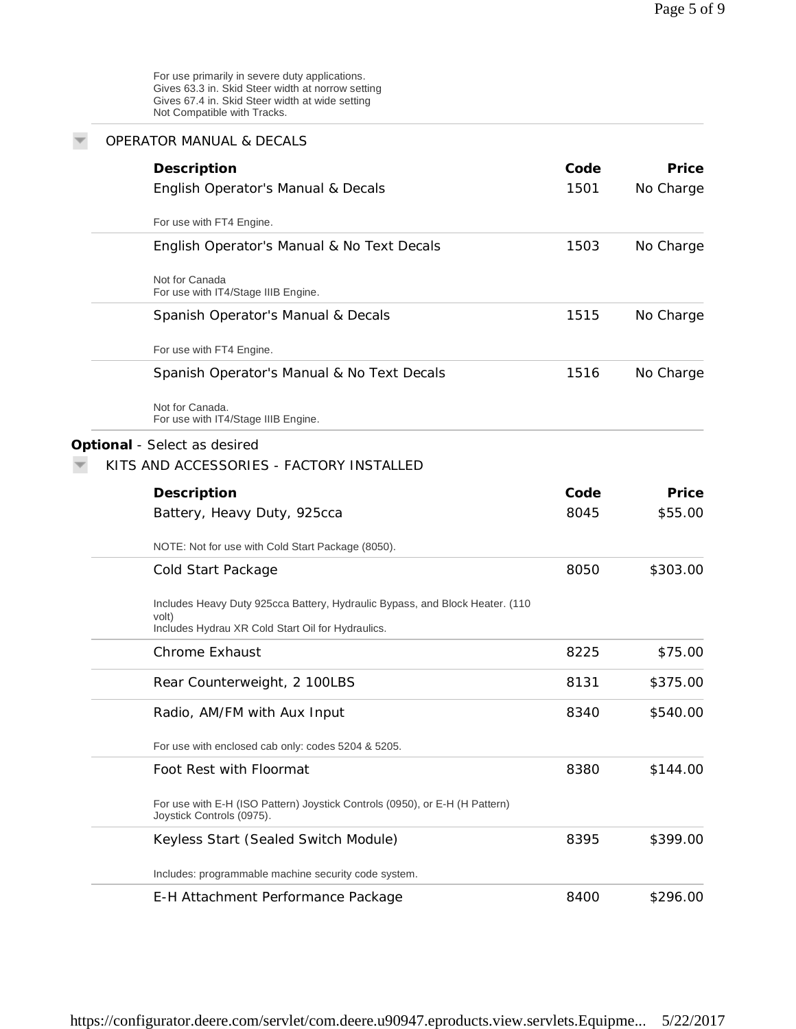For use primarily in severe duty applications.
Gives 63.3 in. Skid Steer width at norrow setting
Gives 67.4 in. Skid Steer width at wide setting
Not Compatible with Tracks.

### OPERATOR MANUAL & DECALS

| Description | Code | Price |
|---|---|---|
| English Operator's Manual & Decals<br>For use with FT4 Engine. | 1501 | No Charge |
| English Operator's Manual & No Text Decals<br>Not for Canada<br>For use with IT4/Stage IIIB Engine. | 1503 | No Charge |
| Spanish Operator's Manual & Decals<br>For use with FT4 Engine. | 1515 | No Charge |
| Spanish Operator's Manual & No Text Decals<br>Not for Canada.<br>For use with IT4/Stage IIIB Engine. | 1516 | No Charge |

**Optional** - Select as desired

### KITS AND ACCESSORIES - FACTORY INSTALLED

| Description | Code | Price |
|---|---|---|
| Battery, Heavy Duty, 925cca<br>NOTE: Not for use with Cold Start Package (8050). | 8045 | $55.00 |
| Cold Start Package<br>Includes Heavy Duty 925cca Battery, Hydraulic Bypass, and Block Heater. (110 volt)<br>Includes Hydrau XR Cold Start Oil for Hydraulics. | 8050 | $303.00 |
| Chrome Exhaust | 8225 | $75.00 |
| Rear Counterweight, 2 100LBS | 8131 | $375.00 |
| Radio, AM/FM with Aux Input<br>For use with enclosed cab only: codes 5204 & 5205. | 8340 | $540.00 |
| Foot Rest with Floormat<br>For use with E-H (ISO Pattern) Joystick Controls (0950), or E-H (H Pattern) Joystick Controls (0975). | 8380 | $144.00 |
| Keyless Start (Sealed Switch Module)<br>Includes: programmable machine security code system. | 8395 | $399.00 |
| E-H Attachment Performance Package | 8400 | $296.00 |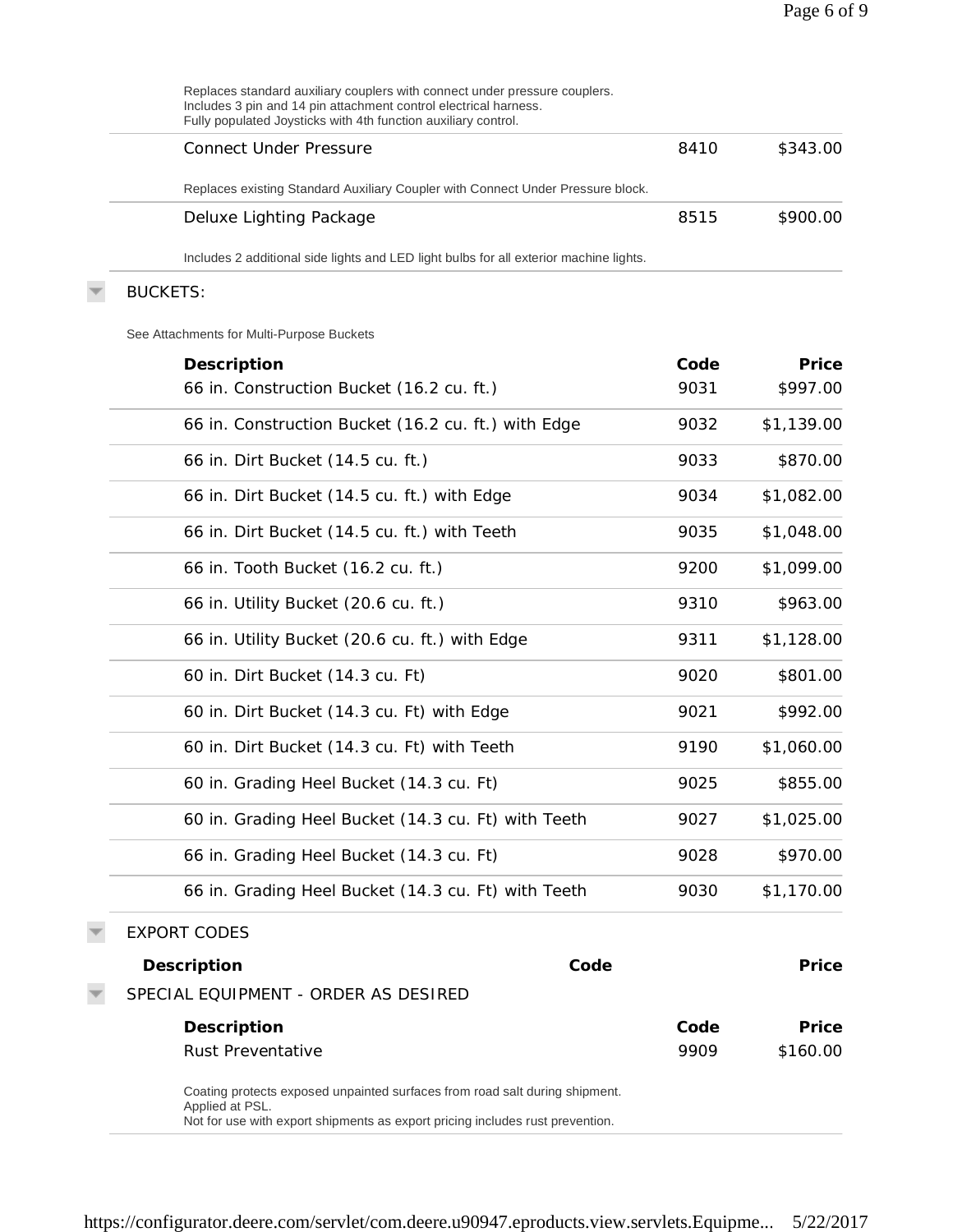Replaces standard auxiliary couplers with connect under pressure couplers.
Includes 3 pin and 14 pin attachment control electrical harness.
Fully populated Joysticks with 4th function auxiliary control.

| | | |
|---|---|---|
| Connect Under Pressure | 8410 | $343.00 |

Replaces existing Standard Auxiliary Coupler with Connect Under Pressure block.

| | | |
|---|---|---|
| Deluxe Lighting Package | 8515 | $900.00 |

Includes 2 additional side lights and LED light bulbs for all exterior machine lights.

## BUCKETS:

See Attachments for Multi-Purpose Buckets

| Description | Code | Price |
|---|---|---|
| 66 in. Construction Bucket (16.2 cu. ft.) | 9031 | $997.00 |
| 66 in. Construction Bucket (16.2 cu. ft.) with Edge | 9032 | $1,139.00 |
| 66 in. Dirt Bucket (14.5 cu. ft.) | 9033 | $870.00 |
| 66 in. Dirt Bucket (14.5 cu. ft.) with Edge | 9034 | $1,082.00 |
| 66 in. Dirt Bucket (14.5 cu. ft.) with Teeth | 9035 | $1,048.00 |
| 66 in. Tooth Bucket (16.2 cu. ft.) | 9200 | $1,099.00 |
| 66 in. Utility Bucket (20.6 cu. ft.) | 9310 | $963.00 |
| 66 in. Utility Bucket (20.6 cu. ft.) with Edge | 9311 | $1,128.00 |
| 60 in. Dirt Bucket (14.3 cu. Ft) | 9020 | $801.00 |
| 60 in. Dirt Bucket (14.3 cu. Ft) with Edge | 9021 | $992.00 |
| 60 in. Dirt Bucket (14.3 cu. Ft) with Teeth | 9190 | $1,060.00 |
| 60 in. Grading Heel Bucket (14.3 cu. Ft) | 9025 | $855.00 |
| 60 in. Grading Heel Bucket (14.3 cu. Ft) with Teeth | 9027 | $1,025.00 |
| 66 in. Grading Heel Bucket (14.3 cu. Ft) | 9028 | $970.00 |
| 66 in. Grading Heel Bucket (14.3 cu. Ft) with Teeth | 9030 | $1,170.00 |

## EXPORT CODES

| Description | Code | Price |
|---|---|---|

## SPECIAL EQUIPMENT - ORDER AS DESIRED

| Description | Code | Price |
|---|---|---|
| Rust Preventative | 9909 | $160.00 |

Coating protects exposed unpainted surfaces from road salt during shipment.
Applied at PSL.
Not for use with export shipments as export pricing includes rust prevention.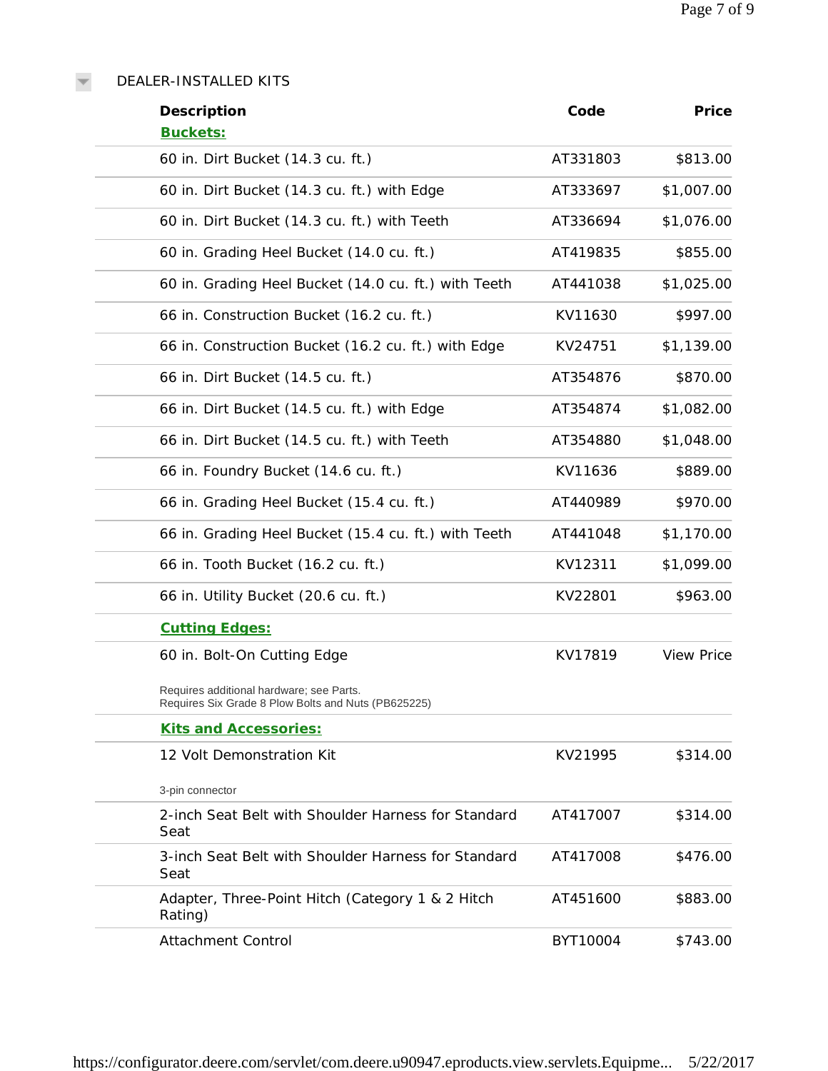## DEALER-INSTALLED KITS

| Description | Code | Price |
|---|---|---|
| **Buckets:** | | |
| 60 in. Dirt Bucket (14.3 cu. ft.) | AT331803 | $813.00 |
| 60 in. Dirt Bucket (14.3 cu. ft.) with Edge | AT333697 | $1,007.00 |
| 60 in. Dirt Bucket (14.3 cu. ft.) with Teeth | AT336694 | $1,076.00 |
| 60 in. Grading Heel Bucket (14.0 cu. ft.) | AT419835 | $855.00 |
| 60 in. Grading Heel Bucket (14.0 cu. ft.) with Teeth | AT441038 | $1,025.00 |
| 66 in. Construction Bucket (16.2 cu. ft.) | KV11630 | $997.00 |
| 66 in. Construction Bucket (16.2 cu. ft.) with Edge | KV24751 | $1,139.00 |
| 66 in. Dirt Bucket (14.5 cu. ft.) | AT354876 | $870.00 |
| 66 in. Dirt Bucket (14.5 cu. ft.) with Edge | AT354874 | $1,082.00 |
| 66 in. Dirt Bucket (14.5 cu. ft.) with Teeth | AT354880 | $1,048.00 |
| 66 in. Foundry Bucket (14.6 cu. ft.) | KV11636 | $889.00 |
| 66 in. Grading Heel Bucket (15.4 cu. ft.) | AT440989 | $970.00 |
| 66 in. Grading Heel Bucket (15.4 cu. ft.) with Teeth | AT441048 | $1,170.00 |
| 66 in. Tooth Bucket (16.2 cu. ft.) | KV12311 | $1,099.00 |
| 66 in. Utility Bucket (20.6 cu. ft.) | KV22801 | $963.00 |
| **Cutting Edges:** | | |
| 60 in. Bolt-On Cutting Edge<br>Requires additional hardware; see Parts.<br>Requires Six Grade 8 Plow Bolts and Nuts (PB625225) | KV17819 | View Price |
| **Kits and Accessories:** | | |
| 12 Volt Demonstration Kit<br>3-pin connector | KV21995 | $314.00 |
| 2-inch Seat Belt with Shoulder Harness for Standard Seat | AT417007 | $314.00 |
| 3-inch Seat Belt with Shoulder Harness for Standard Seat | AT417008 | $476.00 |
| Adapter, Three-Point Hitch (Category 1 & 2 Hitch Rating) | AT451600 | $883.00 |
| Attachment Control | BYT10004 | $743.00 |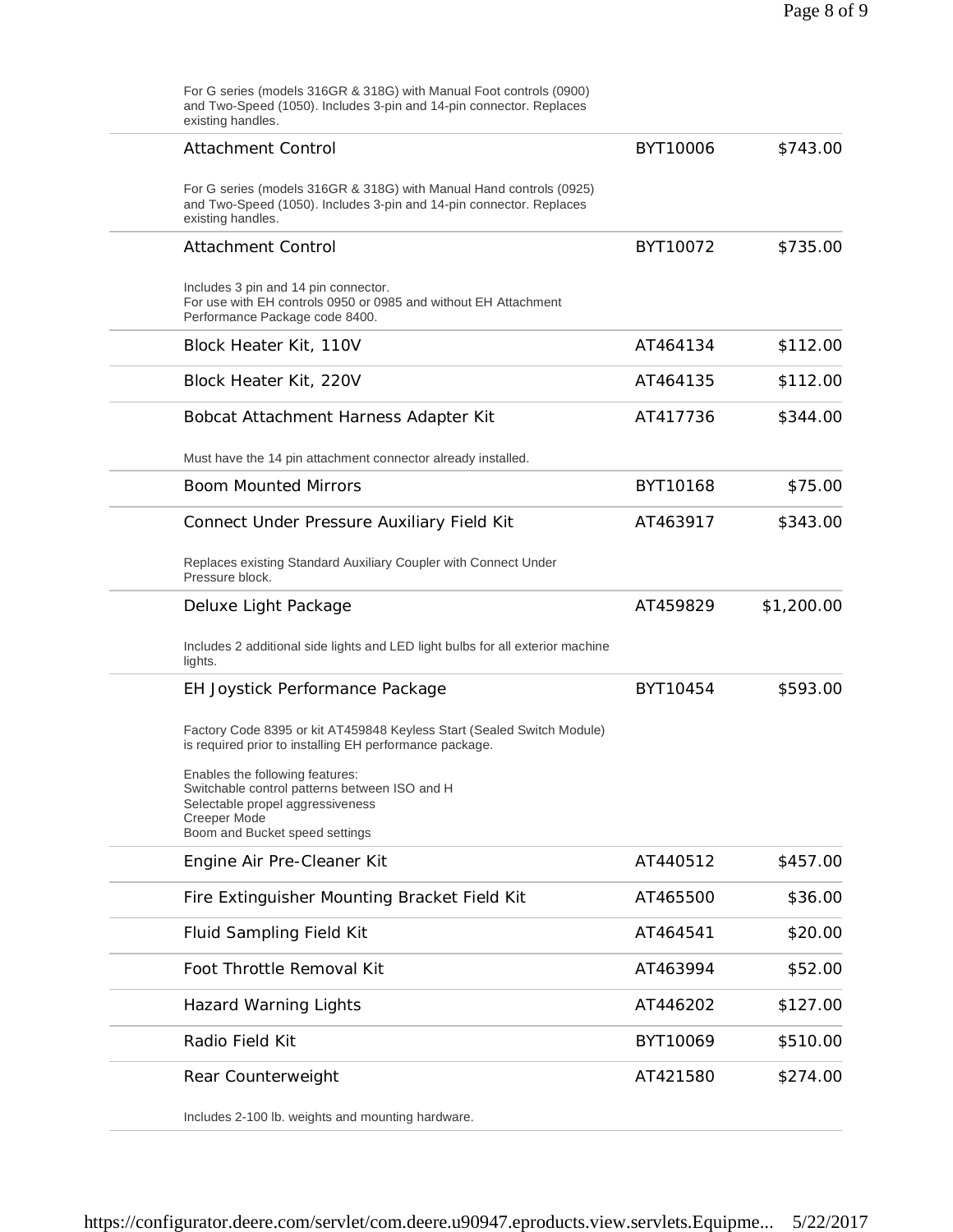For G series (models 316GR & 318G) with Manual Foot controls (0900) and Two-Speed (1050). Includes 3-pin and 14-pin connector. Replaces existing handles.

| Attachment Control | BYT10006 | $743.00 |
|---|---|---|

For G series (models 316GR & 318G) with Manual Hand controls (0925) and Two-Speed (1050). Includes 3-pin and 14-pin connector. Replaces existing handles.

| Attachment Control | BYT10072 | $735.00 |
|---|---|---|

Includes 3 pin and 14 pin connector.
For use with EH controls 0950 or 0985 and without EH Attachment Performance Package code 8400.

| Block Heater Kit, 110V | AT464134 | $112.00 |
|---|---|---|
| Block Heater Kit, 220V | AT464135 | $112.00 |
| Bobcat Attachment Harness Adapter Kit | AT417736 | $344.00 |

Must have the 14 pin attachment connector already installed.

| Boom Mounted Mirrors | BYT10168 | $75.00 |
|---|---|---|
| Connect Under Pressure Auxiliary Field Kit | AT463917 | $343.00 |

Replaces existing Standard Auxiliary Coupler with Connect Under Pressure block.

| Deluxe Light Package | AT459829 | $1,200.00 |
|---|---|---|

Includes 2 additional side lights and LED light bulbs for all exterior machine lights.

| EH Joystick Performance Package | BYT10454 | $593.00 |
|---|---|---|

Factory Code 8395 or kit AT459848 Keyless Start (Sealed Switch Module) is required prior to installing EH performance package.

Enables the following features:
Switchable control patterns between ISO and H
Selectable propel aggressiveness
Creeper Mode
Boom and Bucket speed settings

| Engine Air Pre-Cleaner Kit | AT440512 | $457.00 |
|---|---|---|
| Fire Extinguisher Mounting Bracket Field Kit | AT465500 | $36.00 |
| Fluid Sampling Field Kit | AT464541 | $20.00 |
| Foot Throttle Removal Kit | AT463994 | $52.00 |
| Hazard Warning Lights | AT446202 | $127.00 |
| Radio Field Kit | BYT10069 | $510.00 |
| Rear Counterweight | AT421580 | $274.00 |

Includes 2-100 lb. weights and mounting hardware.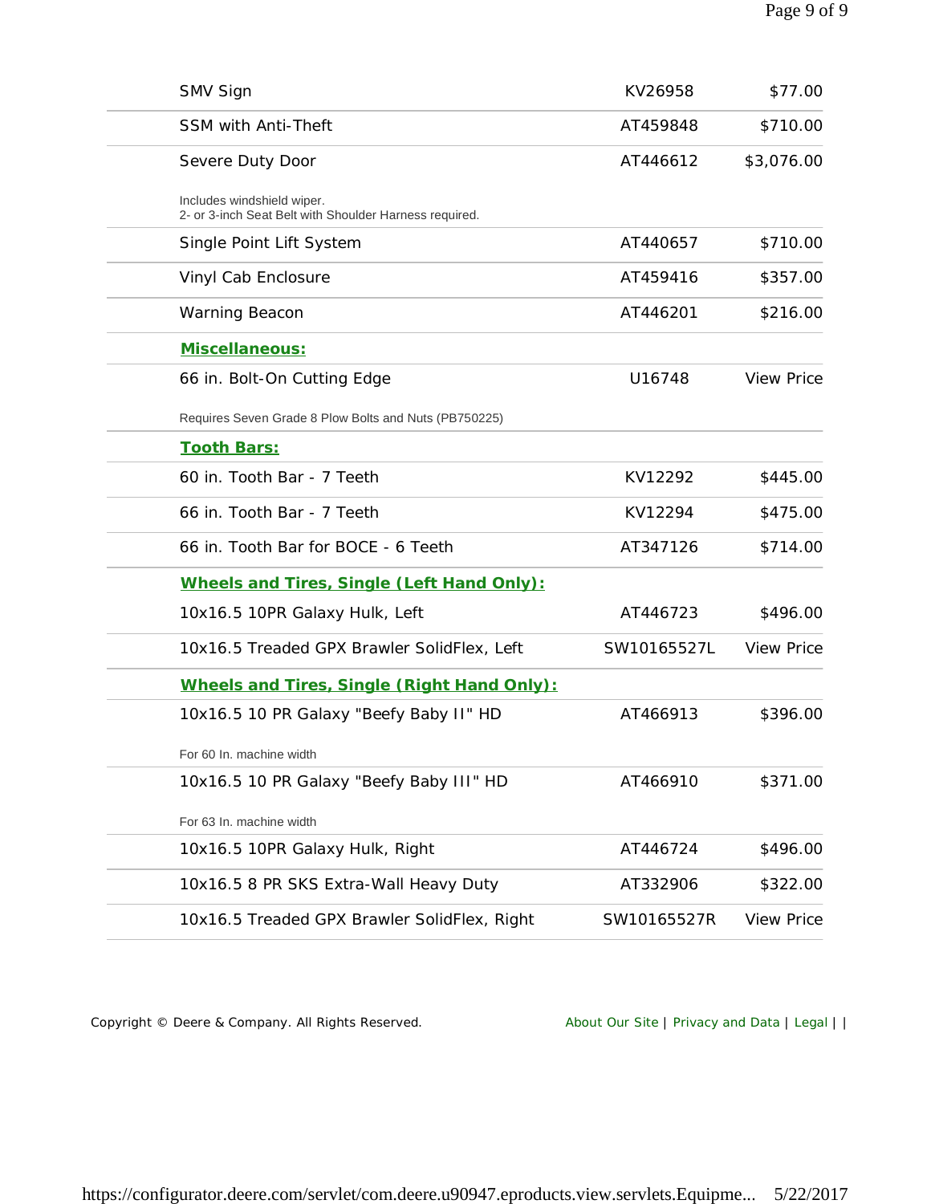| | | |
|---|---|---|
| SMV Sign | KV26958 | $77.00 |
| SSM with Anti-Theft | AT459848 | $710.00 |
| Severe Duty Door | AT446612 | $3,076.00 |
| Includes windshield wiper. 2- or 3-inch Seat Belt with Shoulder Harness required. | | |
| Single Point Lift System | AT440657 | $710.00 |
| Vinyl Cab Enclosure | AT459416 | $357.00 |
| Warning Beacon | AT446201 | $216.00 |
| **Miscellaneous:** | | |
| 66 in. Bolt-On Cutting Edge | U16748 | View Price |
| Requires Seven Grade 8 Plow Bolts and Nuts (PB750225) | | |
| **Tooth Bars:** | | |
| 60 in. Tooth Bar - 7 Teeth | KV12292 | $445.00 |
| 66 in. Tooth Bar - 7 Teeth | KV12294 | $475.00 |
| 66 in. Tooth Bar for BOCE - 6 Teeth | AT347126 | $714.00 |
| **Wheels and Tires, Single (Left Hand Only):** | | |
| 10x16.5 10PR Galaxy Hulk, Left | AT446723 | $496.00 |
| 10x16.5 Treaded GPX Brawler SolidFlex, Left | SW10165527L | View Price |
| **Wheels and Tires, Single (Right Hand Only):** | | |
| 10x16.5 10 PR Galaxy "Beefy Baby II" HD | AT466913 | $396.00 |
| For 60 In. machine width | | |
| 10x16.5 10 PR Galaxy "Beefy Baby III" HD | AT466910 | $371.00 |
| For 63 In. machine width | | |
| 10x16.5 10PR Galaxy Hulk, Right | AT446724 | $496.00 |
| 10x16.5 8 PR SKS Extra-Wall Heavy Duty | AT332906 | $322.00 |
| 10x16.5 Treaded GPX Brawler SolidFlex, Right | SW10165527R | View Price |

Copyright © Deere & Company. All Rights Reserved.

About Our Site | Privacy and Data | Legal | |